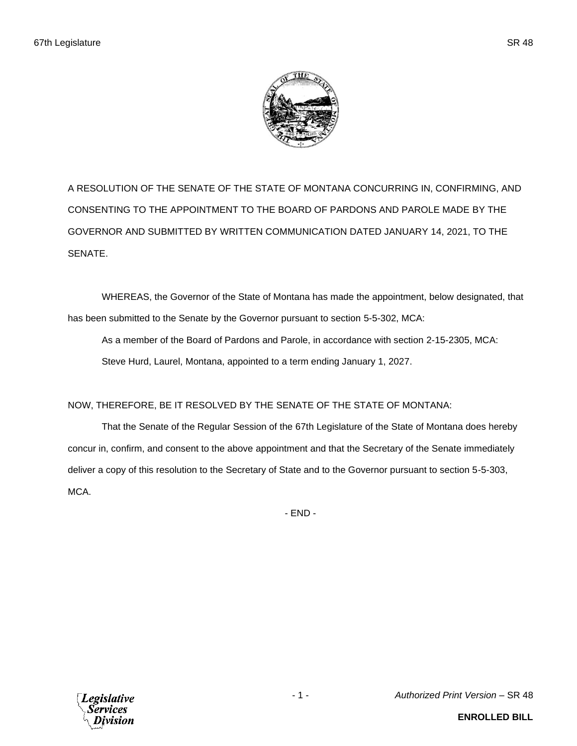A RESOLUTION OF THE SENATE OF THE STATE OF MONTANA CONCURRING IN, CONFIRMING, AND CONSENTING TO THE APPOINTMENT TO THE BOARD OF PARDONS AND PAROLE MADE BY THE GOVERNOR AND SUBMITTED BY WRITTEN COMMUNICATION DATED JANUARY 14, 2021, TO THE SENATE.

WHEREAS, the Governor of the State of Montana has made the appointment, below designated, that has been submitted to the Senate by the Governor pursuant to section 5-5-302, MCA:

As a member of the Board of Pardons and Parole, in accordance with section 2-15-2305, MCA:

Steve Hurd, Laurel, Montana, appointed to a term ending January 1, 2027.

NOW, THEREFORE, BE IT RESOLVED BY THE SENATE OF THE STATE OF MONTANA:

That the Senate of the Regular Session of the 67th Legislature of the State of Montana does hereby concur in, confirm, and consent to the above appointment and that the Secretary of the Senate immediately deliver a copy of this resolution to the Secretary of State and to the Governor pursuant to section 5-5-303, MCA.

- END -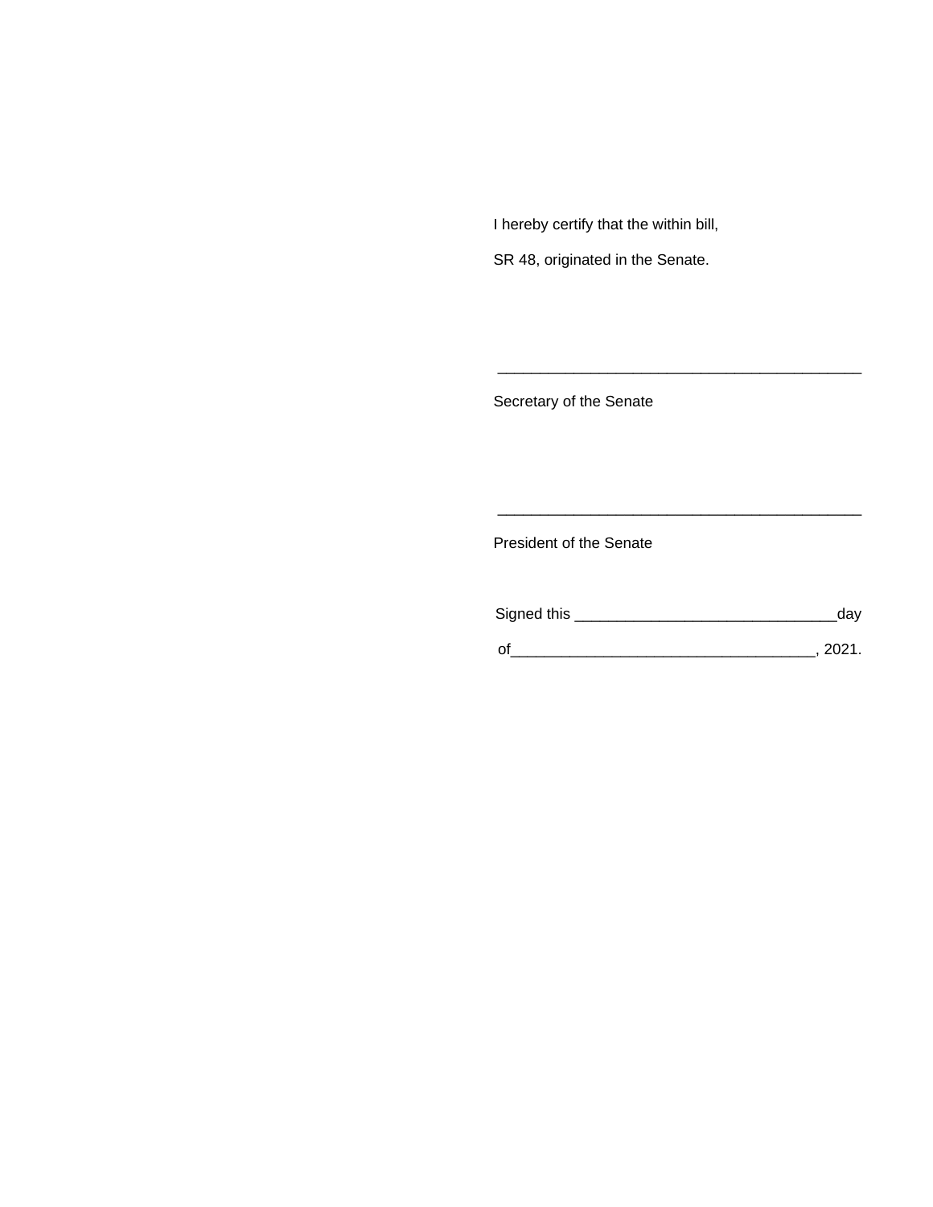I hereby certify that the within bill,

SR 48, originated in the Senate.

\_\_\_\_\_\_\_\_\_\_\_\_\_\_\_\_\_\_\_\_\_\_\_\_\_\_\_\_\_\_\_\_\_\_\_\_\_\_\_\_\_\_\_

Secretary of the Senate

\_\_\_\_\_\_\_\_\_\_\_\_\_\_\_\_\_\_\_\_\_\_\_\_\_\_\_\_\_\_\_\_\_\_\_\_\_\_\_\_\_\_\_

President of the Senate

Signed this \_\_\_\_\_\_\_\_\_\_\_\_\_\_\_\_\_\_\_\_\_\_\_\_\_\_\_\_\_\_day

of\_\_\_\_\_\_\_\_\_\_\_\_\_\_\_\_\_\_\_\_\_\_\_\_\_\_\_\_\_\_\_\_\_\_\_, 2021.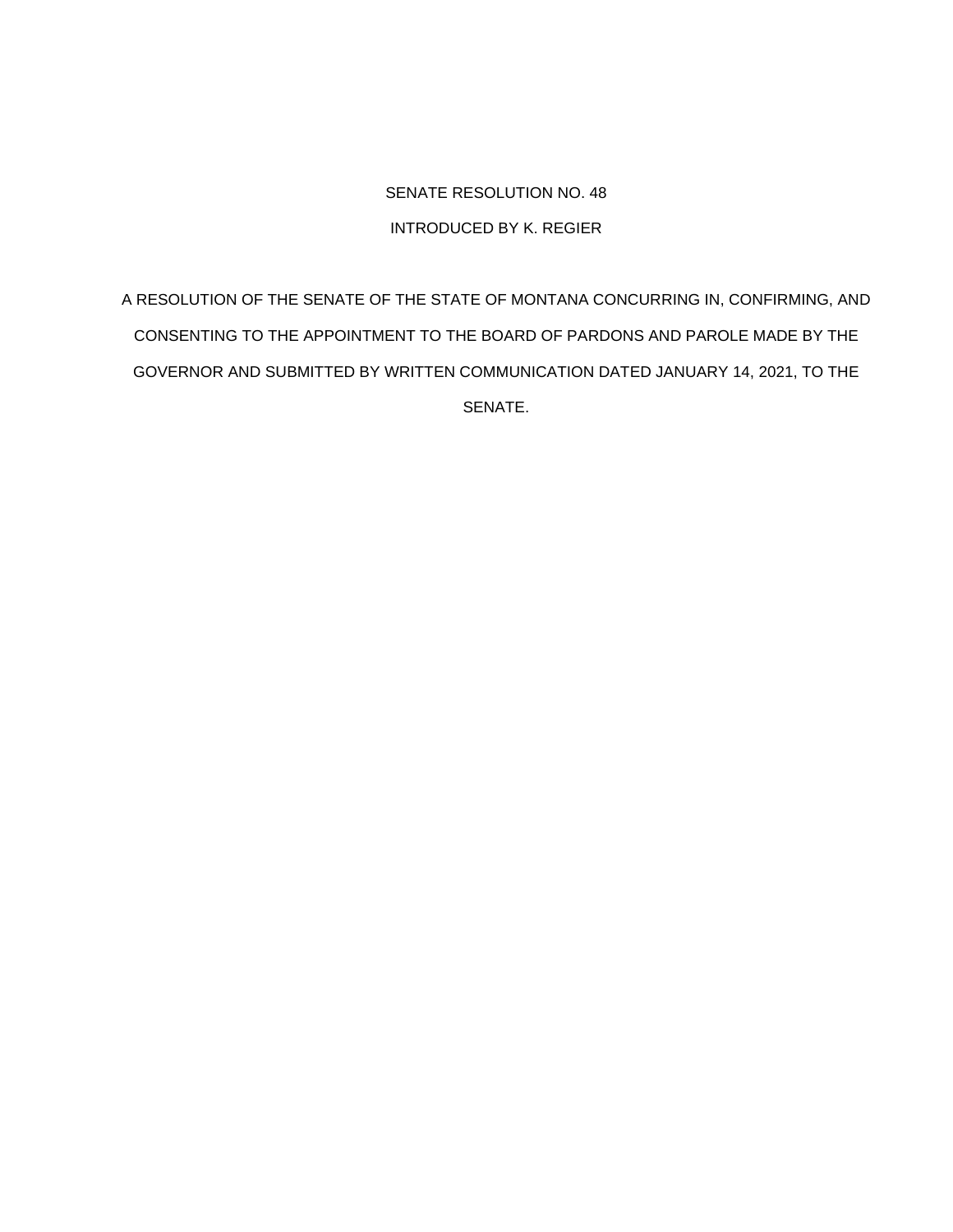SENATE RESOLUTION NO. 48

INTRODUCED BY K. REGIER

A RESOLUTION OF THE SENATE OF THE STATE OF MONTANA CONCURRING IN, CONFIRMING, AND CONSENTING TO THE APPOINTMENT TO THE BOARD OF PARDONS AND PAROLE MADE BY THE GOVERNOR AND SUBMITTED BY WRITTEN COMMUNICATION DATED JANUARY 14, 2021, TO THE SENATE.